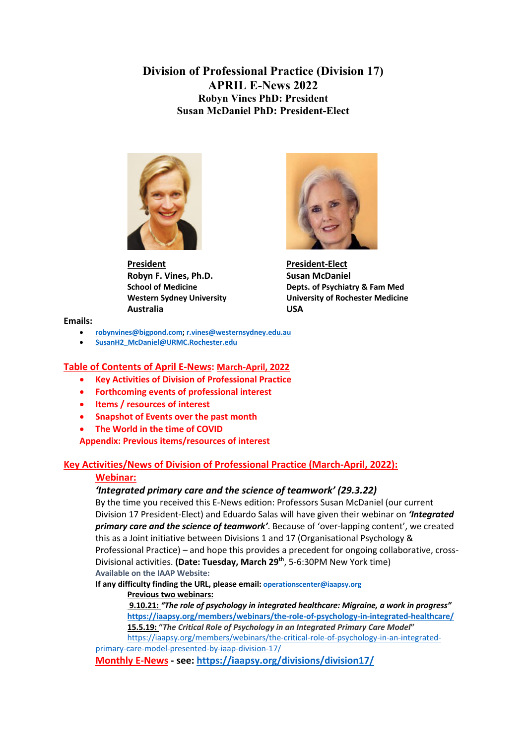# Division of Professional Practice (Division 17)
# APRIL E-News 2022
## Robyn Vines PhD: President
## Susan McDaniel PhD: President-Elect

**President**
**Robyn F. Vines, Ph.D.**
**School of Medicine**
**Western Sydney University**
**Australia**

**President-Elect**
**Susan McDaniel**
**Depts. of Psychiatry & Fam Med**
**University of Rochester Medicine**
**USA**

**Emails:**

- robynvines@bigpond.com; r.vines@westernsydney.edu.au
- SusanH2_McDaniel@URMC.Rochester.edu

## Table of Contents of April E-News: March-April, 2022

- Key Activities of Division of Professional Practice
- Forthcoming events of professional interest
- Items / resources of interest
- Snapshot of Events over the past month
- The World in the time of COVID

Appendix: Previous items/resources of interest

## Key Activities/News of Division of Professional Practice (March-April, 2022):

### Webinar:

***'Integrated primary care and the science of teamwork' (29.3.22)***

By the time you received this E-News edition: Professors Susan McDaniel (our current Division 17 President-Elect) and Eduardo Salas will have given their webinar on ***'Integrated primary care and the science of teamwork'***. Because of 'over-lapping content', we created this as a Joint initiative between Divisions 1 and 17 (Organisational Psychology & Professional Practice) – and hope this provides a precedent for ongoing collaborative, cross-Divisional activities. **(Date: Tuesday, March 29th**, 5-6:30PM New York time)

**Available on the IAAP Website:**

**If any difficulty finding the URL, please email:** operationscenter@iaapsy.org

**Previous two webinars:**

**9.10.21:** ***"The role of psychology in integrated healthcare: Migraine, a work in progress"***
**https://iaapsy.org/members/webinars/the-role-of-psychology-in-integrated-healthcare/**

**15.5.19:** "*The Critical Role of Psychology in an Integrated Primary Care Model*"
https://iaapsy.org/members/webinars/the-critical-role-of-psychology-in-an-integrated-primary-care-model-presented-by-iaap-division-17/

**Monthly E-News - see: https://iaapsy.org/divisions/division17/**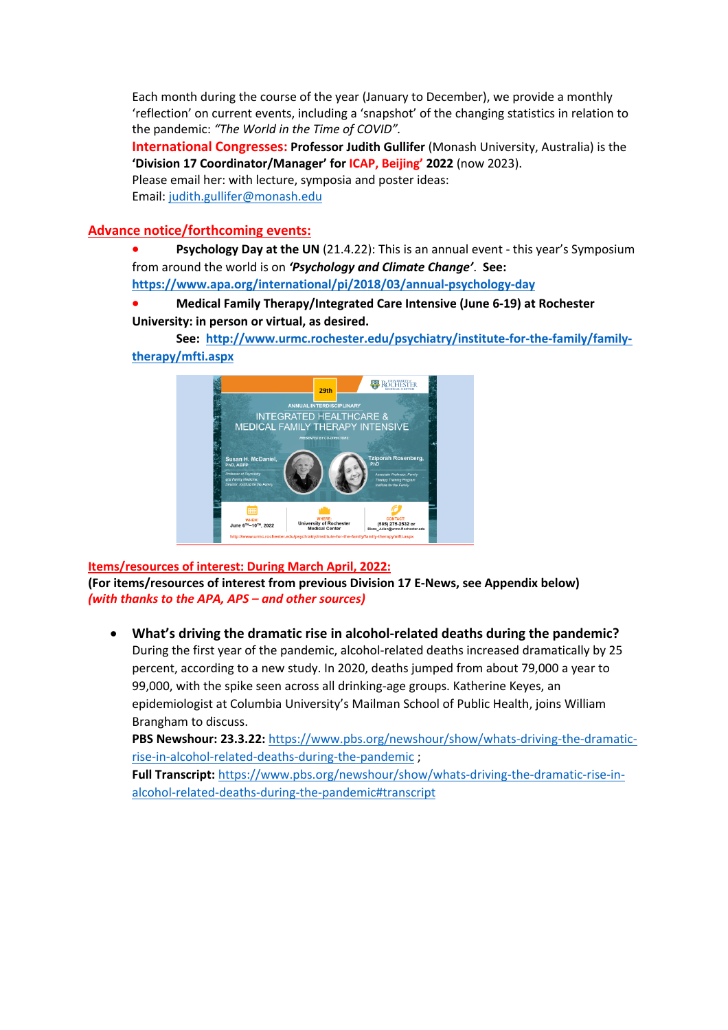Each month during the course of the year (January to December), we provide a monthly 'reflection' on current events, including a 'snapshot' of the changing statistics in relation to the pandemic: *"The World in the Time of COVID".*

**International Congresses: Professor Judith Gullifer** (Monash University, Australia) is the **'Division 17 Coordinator/Manager' for ICAP, Beijing' 2022** (now 2023).
Please email her: with lecture, symposia and poster ideas:
Email: judith.gullifer@monash.edu

## Advance notice/forthcoming events:

- **Psychology Day at the UN** (21.4.22): This is an annual event - this year's Symposium from around the world is on ***'Psychology and Climate Change'***. **See: https://www.apa.org/international/pi/2018/03/annual-psychology-day**
- **Medical Family Therapy/Integrated Care Intensive (June 6-19) at Rochester University: in person or virtual, as desired.**
  **See: http://www.urmc.rochester.edu/psychiatry/institute-for-the-family/family-therapy/mfti.aspx**

## Items/resources of interest: During March April, 2022:

**(For items/resources of interest from previous Division 17 E-News, see Appendix below)**
***(with thanks to the APA, APS – and other sources)***

- **What's driving the dramatic rise in alcohol-related deaths during the pandemic?**
  During the first year of the pandemic, alcohol-related deaths increased dramatically by 25 percent, according to a new study. In 2020, deaths jumped from about 79,000 a year to 99,000, with the spike seen across all drinking-age groups. Katherine Keyes, an epidemiologist at Columbia University's Mailman School of Public Health, joins William Brangham to discuss.
  **PBS Newshour: 23.3.22:** https://www.pbs.org/newshour/show/whats-driving-the-dramatic-rise-in-alcohol-related-deaths-during-the-pandemic ;
  **Full Transcript:** https://www.pbs.org/newshour/show/whats-driving-the-dramatic-rise-in-alcohol-related-deaths-during-the-pandemic#transcript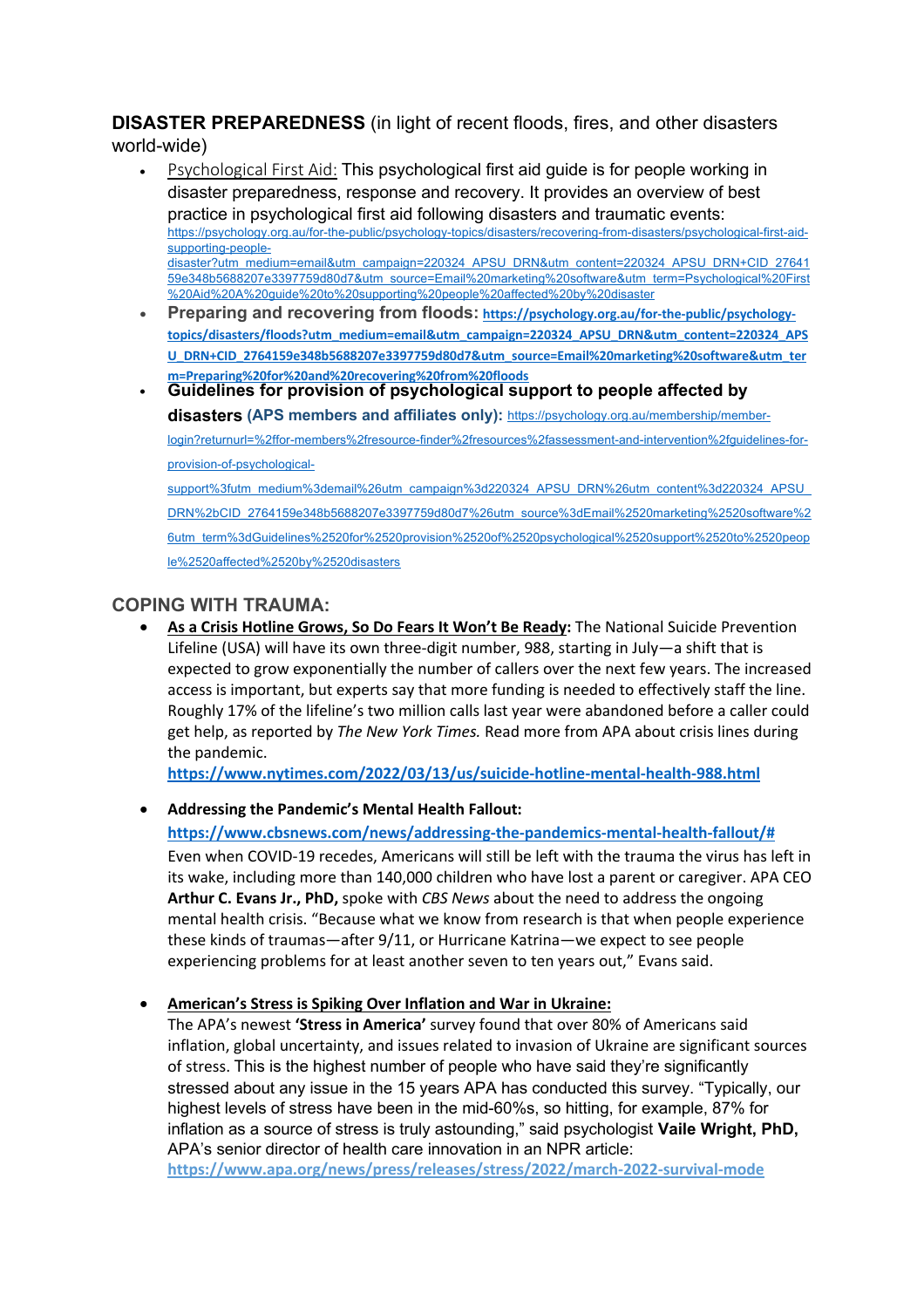**DISASTER PREPAREDNESS** (in light of recent floods, fires, and other disasters world-wide)

- Psychological First Aid: This psychological first aid guide is for people working in disaster preparedness, response and recovery. It provides an overview of best practice in psychological first aid following disasters and traumatic events: https://psychology.org.au/for-the-public/psychology-topics/disasters/recovering-from-disasters/psychological-first-aid-supporting-people-disaster?utm_medium=email&utm_campaign=220324_APSU_DRN&utm_content=220324_APSU_DRN+CID_2764159e348b5688207e3397759d80d7&utm_source=Email%20marketing%20software&utm_term=Psychological%20First%20Aid%20A%20guide%20to%20supporting%20people%20affected%20by%20disaster
- **Preparing and recovering from floods:** **https://psychology.org.au/for-the-public/psychology-topics/disasters/floods?utm_medium=email&utm_campaign=220324_APSU_DRN&utm_content=220324_APSU_DRN+CID_2764159e348b5688207e3397759d80d7&utm_source=Email%20marketing%20software&utm_term=Preparing%20for%20and%20recovering%20from%20floods**
- **Guidelines for provision of psychological support to people affected by disasters (APS members and affiliates only):** https://psychology.org.au/membership/member-login?returnurl=%2ffor-members%2fresource-finder%2fresources%2fassessment-and-intervention%2fguidelines-for-provision-of-psychological-support%3futm_medium%3demail%26utm_campaign%3d220324_APSU_DRN%26utm_content%3d220324_APSU_DRN%2bCID_2764159e348b5688207e3397759d80d7%26utm_source%3dEmail%2520marketing%2520software%26utm_term%3dGuidelines%2520for%2520provision%2520of%2520psychological%2520support%2520to%2520people%2520affected%2520by%2520disasters

## COPING WITH TRAUMA:

- **As a Crisis Hotline Grows, So Do Fears It Won't Be Ready:** The National Suicide Prevention Lifeline (USA) will have its own three-digit number, 988, starting in July—a shift that is expected to grow exponentially the number of callers over the next few years. The increased access is important, but experts say that more funding is needed to effectively staff the line. Roughly 17% of the lifeline's two million calls last year were abandoned before a caller could get help, as reported by *The New York Times.* Read more from APA about crisis lines during the pandemic.
  **https://www.nytimes.com/2022/03/13/us/suicide-hotline-mental-health-988.html**

- **Addressing the Pandemic's Mental Health Fallout:**
  **https://www.cbsnews.com/news/addressing-the-pandemics-mental-health-fallout/#**
  Even when COVID-19 recedes, Americans will still be left with the trauma the virus has left in its wake, including more than 140,000 children who have lost a parent or caregiver. APA CEO **Arthur C. Evans Jr., PhD,** spoke with *CBS News* about the need to address the ongoing mental health crisis. "Because what we know from research is that when people experience these kinds of traumas—after 9/11, or Hurricane Katrina—we expect to see people experiencing problems for at least another seven to ten years out," Evans said.

- **American's Stress is Spiking Over Inflation and War in Ukraine:**
  The APA's newest **'Stress in America'** survey found that over 80% of Americans said inflation, global uncertainty, and issues related to invasion of Ukraine are significant sources of stress. This is the highest number of people who have said they're significantly stressed about any issue in the 15 years APA has conducted this survey. "Typically, our highest levels of stress have been in the mid-60%s, so hitting, for example, 87% for inflation as a source of stress is truly astounding," said psychologist **Vaile Wright, PhD,** APA's senior director of health care innovation in an NPR article:
  **https://www.apa.org/news/press/releases/stress/2022/march-2022-survival-mode**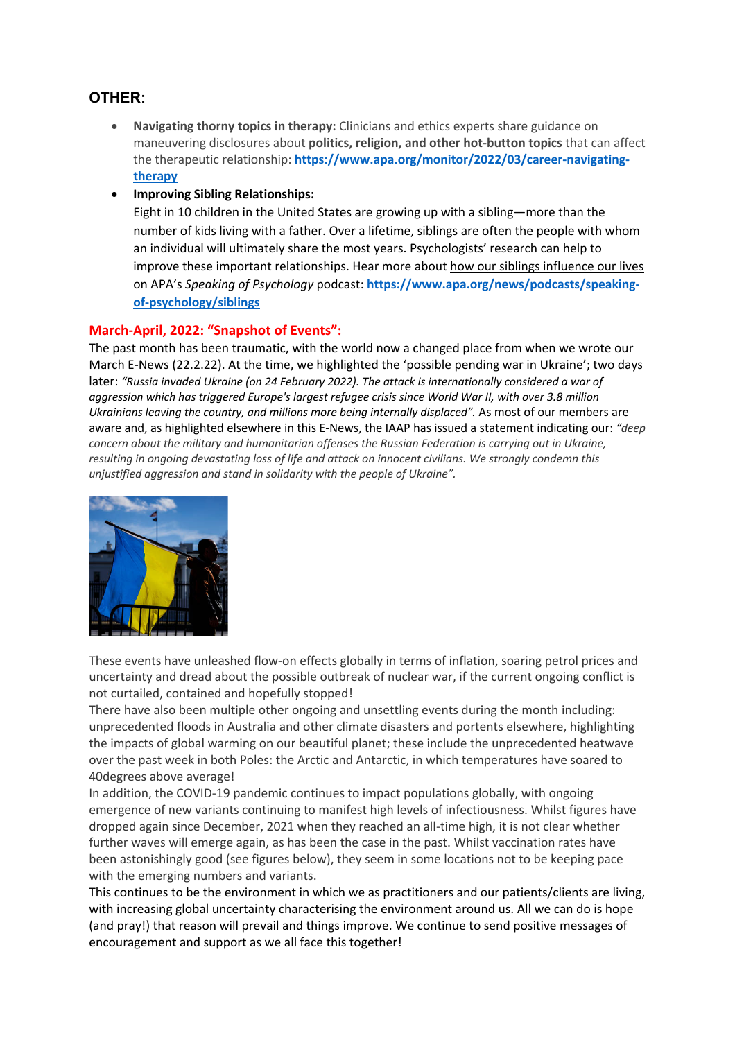## OTHER:

- **Navigating thorny topics in therapy:** Clinicians and ethics experts share guidance on maneuvering disclosures about **politics, religion, and other hot-button topics** that can affect the therapeutic relationship: **https://www.apa.org/monitor/2022/03/career-navigating-therapy**
- **Improving Sibling Relationships:**
  Eight in 10 children in the United States are growing up with a sibling—more than the number of kids living with a father. Over a lifetime, siblings are often the people with whom an individual will ultimately share the most years. Psychologists' research can help to improve these important relationships. Hear more about how our siblings influence our lives on APA's *Speaking of Psychology* podcast: **https://www.apa.org/news/podcasts/speaking-of-psychology/siblings**

### March-April, 2022: "Snapshot of Events":

The past month has been traumatic, with the world now a changed place from when we wrote our March E-News (22.2.22). At the time, we highlighted the 'possible pending war in Ukraine'; two days later: *"Russia invaded Ukraine (on 24 February 2022). The attack is internationally considered a war of aggression which has triggered Europe's largest refugee crisis since World War II, with over 3.8 million Ukrainians leaving the country, and millions more being internally displaced".* As most of our members are aware and, as highlighted elsewhere in this E-News, the IAAP has issued a statement indicating our: *"deep concern about the military and humanitarian offenses the Russian Federation is carrying out in Ukraine, resulting in ongoing devastating loss of life and attack on innocent civilians. We strongly condemn this unjustified aggression and stand in solidarity with the people of Ukraine".*

These events have unleashed flow-on effects globally in terms of inflation, soaring petrol prices and uncertainty and dread about the possible outbreak of nuclear war, if the current ongoing conflict is not curtailed, contained and hopefully stopped!

There have also been multiple other ongoing and unsettling events during the month including: unprecedented floods in Australia and other climate disasters and portents elsewhere, highlighting the impacts of global warming on our beautiful planet; these include the unprecedented heatwave over the past week in both Poles: the Arctic and Antarctic, in which temperatures have soared to 40degrees above average!

In addition, the COVID-19 pandemic continues to impact populations globally, with ongoing emergence of new variants continuing to manifest high levels of infectiousness. Whilst figures have dropped again since December, 2021 when they reached an all-time high, it is not clear whether further waves will emerge again, as has been the case in the past. Whilst vaccination rates have been astonishingly good (see figures below), they seem in some locations not to be keeping pace with the emerging numbers and variants.

This continues to be the environment in which we as practitioners and our patients/clients are living, with increasing global uncertainty characterising the environment around us. All we can do is hope (and pray!) that reason will prevail and things improve. We continue to send positive messages of encouragement and support as we all face this together!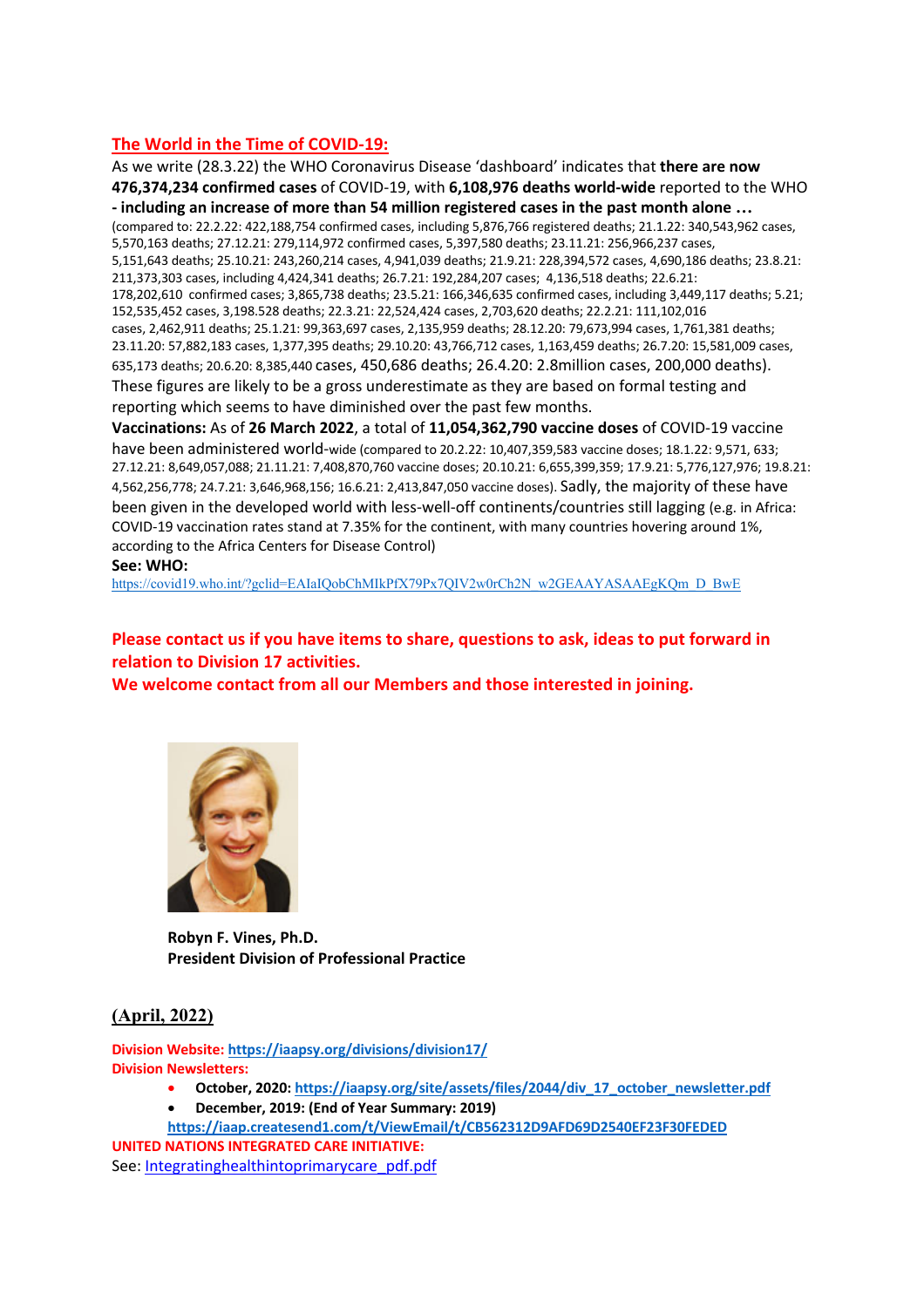## The World in the Time of COVID-19:

As we write (28.3.22) the WHO Coronavirus Disease 'dashboard' indicates that **there are now 476,374,234 confirmed cases** of COVID-19, with **6,108,976 deaths world-wide** reported to the WHO **- including an increase of more than 54 million registered cases in the past month alone …** (compared to: 22.2.22: 422,188,754 confirmed cases, including 5,876,766 registered deaths; 21.1.22: 340,543,962 cases, 5,570,163 deaths; 27.12.21: 279,114,972 confirmed cases, 5,397,580 deaths; 23.11.21: 256,966,237 cases, 5,151,643 deaths; 25.10.21: 243,260,214 cases, 4,941,039 deaths; 21.9.21: 228,394,572 cases, 4,690,186 deaths; 23.8.21: 211,373,303 cases, including 4,424,341 deaths; 26.7.21: 192,284,207 cases; 4,136,518 deaths; 22.6.21: 178,202,610 confirmed cases; 3,865,738 deaths; 23.5.21: 166,346,635 confirmed cases, including 3,449,117 deaths; 5.21; 152,535,452 cases, 3,198.528 deaths; 22.3.21: 22,524,424 cases, 2,703,620 deaths; 22.2.21: 111,102,016 cases, 2,462,911 deaths; 25.1.21: 99,363,697 cases, 2,135,959 deaths; 28.12.20: 79,673,994 cases, 1,761,381 deaths; 23.11.20: 57,882,183 cases, 1,377,395 deaths; 29.10.20: 43,766,712 cases, 1,163,459 deaths; 26.7.20: 15,581,009 cases, 635,173 deaths; 20.6.20: 8,385,440 cases, 450,686 deaths; 26.4.20: 2.8million cases, 200,000 deaths). These figures are likely to be a gross underestimate as they are based on formal testing and reporting which seems to have diminished over the past few months.

**Vaccinations:** As of **26 March 2022**, a total of **11,054,362,790 vaccine doses** of COVID-19 vaccine have been administered world-wide (compared to 20.2.22: 10,407,359,583 vaccine doses; 18.1.22: 9,571, 633; 27.12.21: 8,649,057,088; 21.11.21: 7,408,870,760 vaccine doses; 20.10.21: 6,655,399,359; 17.9.21: 5,776,127,976; 19.8.21: 4,562,256,778; 24.7.21: 3,646,968,156; 16.6.21: 2,413,847,050 vaccine doses). Sadly, the majority of these have been given in the developed world with less-well-off continents/countries still lagging (e.g. in Africa: COVID-19 vaccination rates stand at 7.35% for the continent, with many countries hovering around 1%, according to the Africa Centers for Disease Control)

**See: WHO:**
https://covid19.who.int/?gclid=EAIaIQobChMIkPfX79Px7QIV2w0rCh2N_w2GEAAYASAAEgKQm_D_BwE

**Please contact us if you have items to share, questions to ask, ideas to put forward in relation to Division 17 activities.**
**We welcome contact from all our Members and those interested in joining.**

**Robyn F. Vines, Ph.D.**
**President Division of Professional Practice**

**(April, 2022)**

**Division Website:** https://iaapsy.org/divisions/division17/
**Division Newsletters:**

- **October, 2020:** https://iaapsy.org/site/assets/files/2044/div_17_october_newsletter.pdf
- **December, 2019: (End of Year Summary: 2019)**
  https://iaap.createsend1.com/t/ViewEmail/t/CB562312D9AFD69D2540EF23F30FEDED

**UNITED NATIONS INTEGRATED CARE INITIATIVE:**
See: Integratinghealthintoprimarycare_pdf.pdf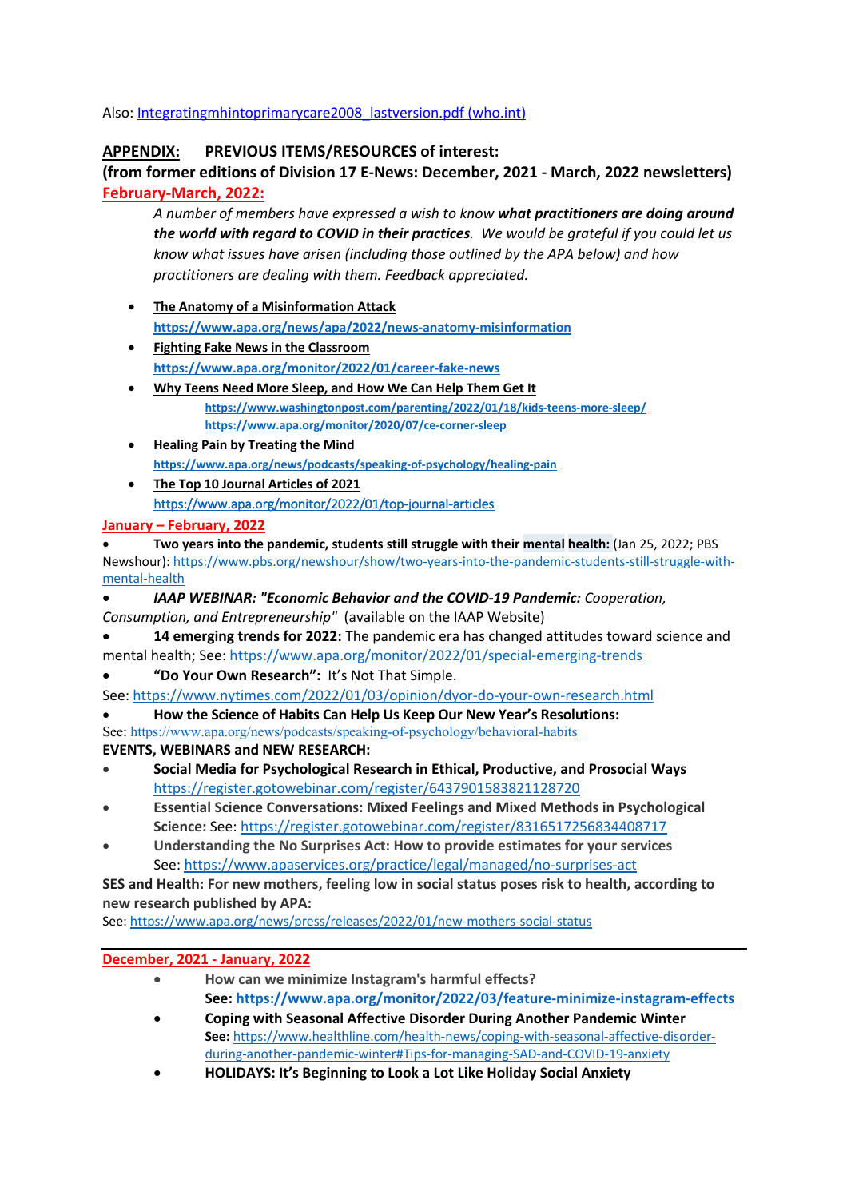Also: [Integratingmhintoprimarycare2008_lastversion.pdf (who.int)](Integratingmhintoprimarycare2008_lastversion.pdf (who.int))

## APPENDIX: PREVIOUS ITEMS/RESOURCES of interest:

**(from former editions of Division 17 E-News: December, 2021 - March, 2022 newsletters)**

### February-March, 2022:

*A number of members have expressed a wish to know **what practitioners are doing around the world with regard to COVID in their practices**. We would be grateful if you could let us know what issues have arisen (including those outlined by the APA below) and how practitioners are dealing with them. Feedback appreciated.*

- **The Anatomy of a Misinformation Attack**
  **https://www.apa.org/news/apa/2022/news-anatomy-misinformation**
- **Fighting Fake News in the Classroom**
  **https://www.apa.org/monitor/2022/01/career-fake-news**
- **Why Teens Need More Sleep, and How We Can Help Them Get It**
  **https://www.washingtonpost.com/parenting/2022/01/18/kids-teens-more-sleep/**
  **https://www.apa.org/monitor/2020/07/ce-corner-sleep**
- **Healing Pain by Treating the Mind**
  **https://www.apa.org/news/podcasts/speaking-of-psychology/healing-pain**
- **The Top 10 Journal Articles of 2021**
  https://www.apa.org/monitor/2022/01/top-journal-articles

### January – February, 2022

- **Two years into the pandemic, students still struggle with their mental health:** (Jan 25, 2022; PBS Newshour): https://www.pbs.org/newshour/show/two-years-into-the-pandemic-students-still-struggle-with-mental-health
- ***IAAP WEBINAR: "Economic Behavior and the COVID-19 Pandemic:** Cooperation, Consumption, and Entrepreneurship"* (available on the IAAP Website)
- **14 emerging trends for 2022:** The pandemic era has changed attitudes toward science and mental health; See: https://www.apa.org/monitor/2022/01/special-emerging-trends
- **"Do Your Own Research":** It's Not That Simple.
  See: https://www.nytimes.com/2022/01/03/opinion/dyor-do-your-own-research.html
- **How the Science of Habits Can Help Us Keep Our New Year's Resolutions:**
  See: https://www.apa.org/news/podcasts/speaking-of-psychology/behavioral-habits

**EVENTS, WEBINARS and NEW RESEARCH:**

- **Social Media for Psychological Research in Ethical, Productive, and Prosocial Ways**
  https://register.gotowebinar.com/register/6437901583821128720
- **Essential Science Conversations: Mixed Feelings and Mixed Methods in Psychological Science:** See: https://register.gotowebinar.com/register/8316517256834408717
- **Understanding the No Surprises Act: How to provide estimates for your services**
  See: https://www.apaservices.org/practice/legal/managed/no-surprises-act

**SES and Health: For new mothers, feeling low in social status poses risk to health, according to new research published by APA:**
See: https://www.apa.org/news/press/releases/2022/01/new-mothers-social-status

---

### December, 2021 - January, 2022

- **How can we minimize Instagram's harmful effects?**
  **See: https://www.apa.org/monitor/2022/03/feature-minimize-instagram-effects**
- **Coping with Seasonal Affective Disorder During Another Pandemic Winter**
  **See:** https://www.healthline.com/health-news/coping-with-seasonal-affective-disorder-during-another-pandemic-winter#Tips-for-managing-SAD-and-COVID-19-anxiety
- **HOLIDAYS: It's Beginning to Look a Lot Like Holiday Social Anxiety**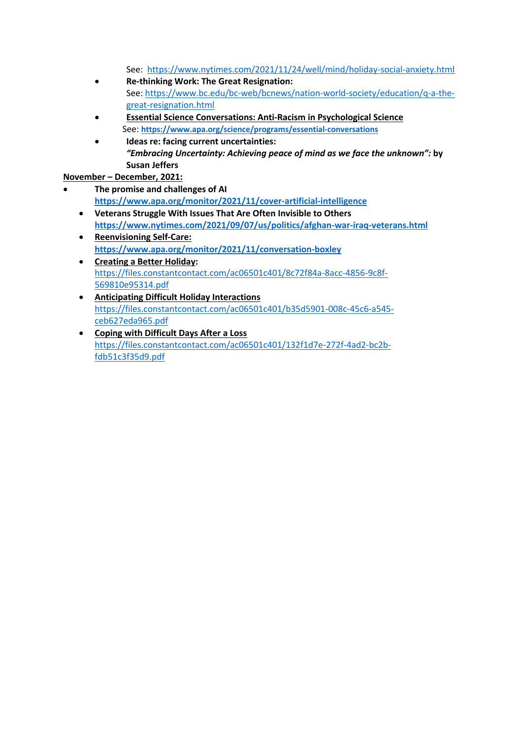See: https://www.nytimes.com/2021/11/24/well/mind/holiday-social-anxiety.html

- **Re-thinking Work: The Great Resignation:**
  See: https://www.bc.edu/bc-web/bcnews/nation-world-society/education/q-a-the-great-resignation.html
- **Essential Science Conversations: Anti-Racism in Psychological Science**
  See: **https://www.apa.org/science/programs/essential-conversations**
- **Ideas re: facing current uncertainties:**
  ***"Embracing Uncertainty: Achieving peace of mind as we face the unknown":*** **by Susan Jeffers**

**November – December, 2021:**

- **The promise and challenges of AI**
  **https://www.apa.org/monitor/2021/11/cover-artificial-intelligence**
- **Veterans Struggle With Issues That Are Often Invisible to Others**
  **https://www.nytimes.com/2021/09/07/us/politics/afghan-war-iraq-veterans.html**
- **Reenvisioning Self-Care:**
  **https://www.apa.org/monitor/2021/11/conversation-boxley**
- **Creating a Better Holiday:**
  https://files.constantcontact.com/ac06501c401/8c72f84a-8acc-4856-9c8f-569810e95314.pdf
- **Anticipating Difficult Holiday Interactions**
  https://files.constantcontact.com/ac06501c401/b35d5901-008c-45c6-a545-ceb627eda965.pdf
- **Coping with Difficult Days After a Loss**
  https://files.constantcontact.com/ac06501c401/132f1d7e-272f-4ad2-bc2b-fdb51c3f35d9.pdf